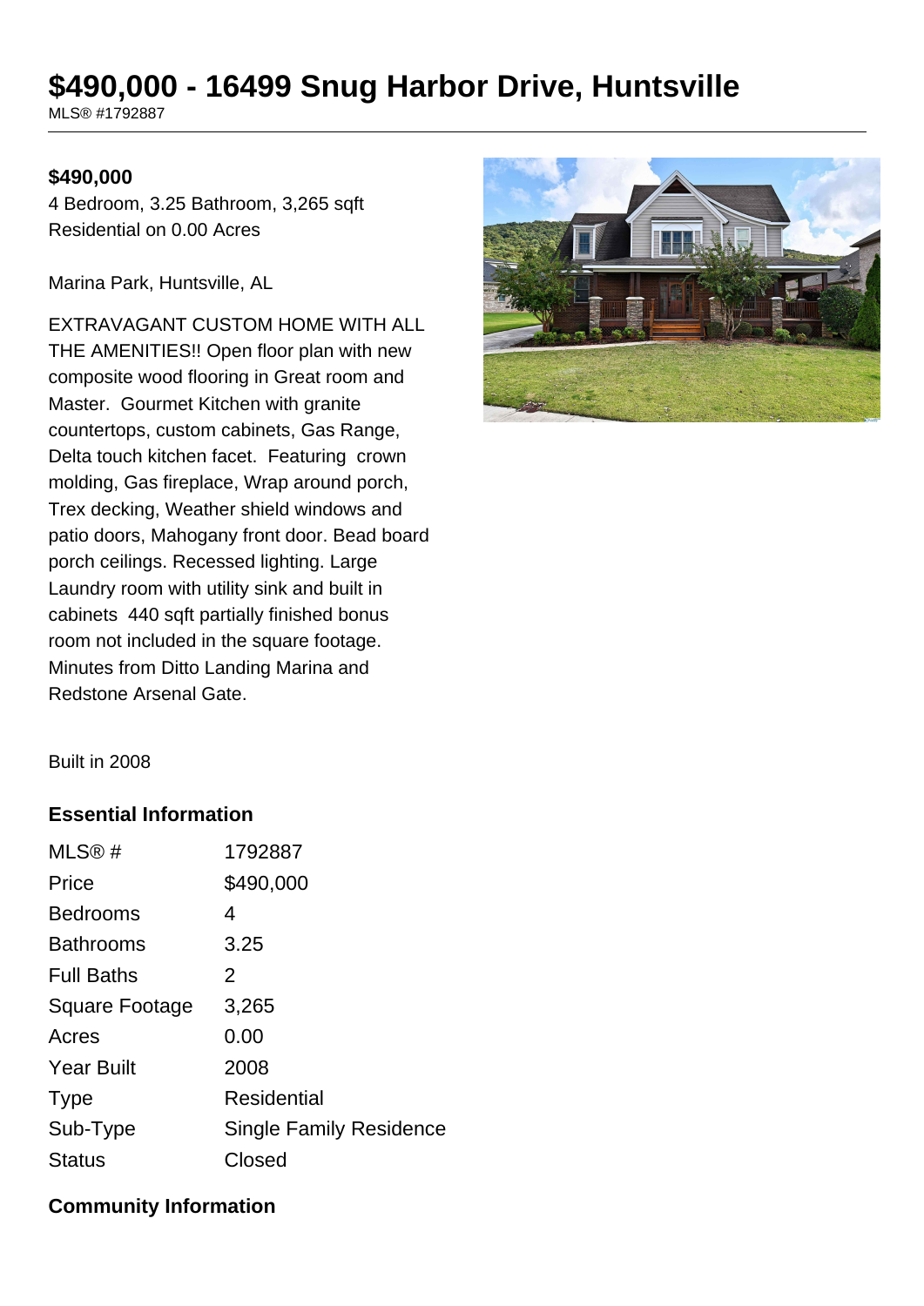# $490,000 - 16499 Snug Harbor Drive, Huntsville

MLS® #1792887

**$490,000**

4 Bedroom, 3.25 Bathroom, 3,265 sqft
Residential on 0.00 Acres

Marina Park, Huntsville, AL

EXTRAVAGANT CUSTOM HOME WITH ALL THE AMENITIES!! Open floor plan with new composite wood flooring in Great room and Master. Gourmet Kitchen with granite countertops, custom cabinets, Gas Range, Delta touch kitchen facet. Featuring crown molding, Gas fireplace, Wrap around porch, Trex decking, Weather shield windows and patio doors, Mahogany front door. Bead board porch ceilings. Recessed lighting. Large Laundry room with utility sink and built in cabinets 440 sqft partially finished bonus room not included in the square footage. Minutes from Ditto Landing Marina and Redstone Arsenal Gate.

Built in 2008

## Essential Information

| | |
|---|---|
| MLS® # | 1792887 |
| Price | $490,000 |
| Bedrooms | 4 |
| Bathrooms | 3.25 |
| Full Baths | 2 |
| Square Footage | 3,265 |
| Acres | 0.00 |
| Year Built | 2008 |
| Type | Residential |
| Sub-Type | Single Family Residence |
| Status | Closed |

## Community Information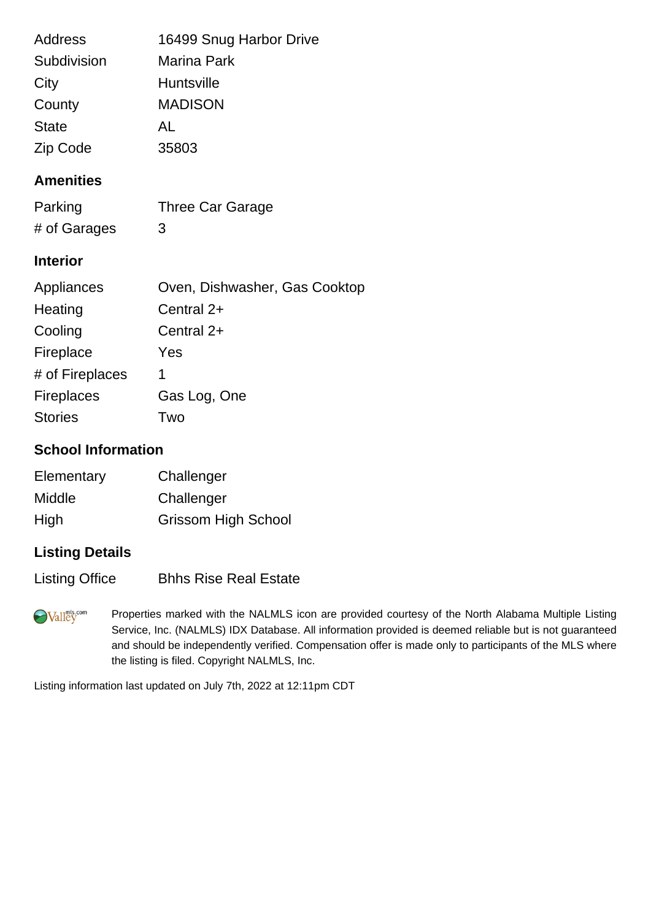| | |
|---|---|
| Address | 16499 Snug Harbor Drive |
| Subdivision | Marina Park |
| City | Huntsville |
| County | MADISON |
| State | AL |
| Zip Code | 35803 |

### Amenities

| | |
|---|---|
| Parking | Three Car Garage |
| # of Garages | 3 |

### Interior

| | |
|---|---|
| Appliances | Oven, Dishwasher, Gas Cooktop |
| Heating | Central 2+ |
| Cooling | Central 2+ |
| Fireplace | Yes |
| # of Fireplaces | 1 |
| Fireplaces | Gas Log, One |
| Stories | Two |

### School Information

| | |
|---|---|
| Elementary | Challenger |
| Middle | Challenger |
| High | Grissom High School |

### Listing Details

| | |
|---|---|
| Listing Office | Bhhs Rise Real Estate |

Properties marked with the NALMLS icon are provided courtesy of the North Alabama Multiple Listing Service, Inc. (NALMLS) IDX Database. All information provided is deemed reliable but is not guaranteed and should be independently verified. Compensation offer is made only to participants of the MLS where the listing is filed. Copyright NALMLS, Inc.

Listing information last updated on July 7th, 2022 at 12:11pm CDT